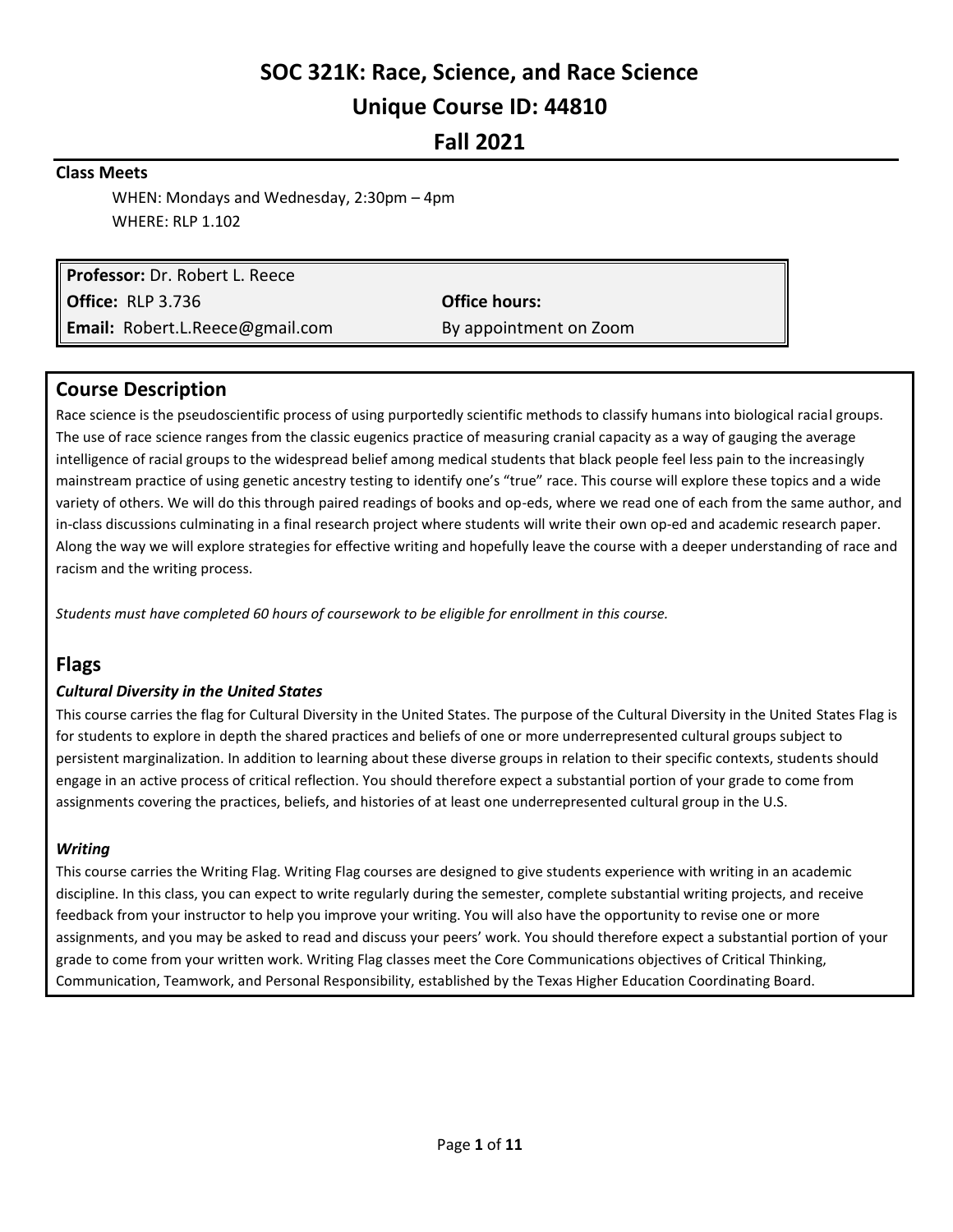# SOC 321K: Race, Science, and Race Science

# Unique Course ID: 44810

# Fall 2021

**Class Meets**

WHEN: Mondays and Wednesday, 2:30pm – 4pm
WHERE: RLP 1.102

| **Professor:** Dr. Robert L. Reece | |
| --- | --- |
| **Office:** RLP 3.736 | **Office hours:** |
| **Email:** Robert.L.Reece@gmail.com | By appointment on Zoom |

## Course Description

Race science is the pseudoscientific process of using purportedly scientific methods to classify humans into biological racial groups. The use of race science ranges from the classic eugenics practice of measuring cranial capacity as a way of gauging the average intelligence of racial groups to the widespread belief among medical students that black people feel less pain to the increasingly mainstream practice of using genetic ancestry testing to identify one's "true" race. This course will explore these topics and a wide variety of others. We will do this through paired readings of books and op-eds, where we read one of each from the same author, and in-class discussions culminating in a final research project where students will write their own op-ed and academic research paper. Along the way we will explore strategies for effective writing and hopefully leave the course with a deeper understanding of race and racism and the writing process.

*Students must have completed 60 hours of coursework to be eligible for enrollment in this course.*

## Flags

### *Cultural Diversity in the United States*

This course carries the flag for Cultural Diversity in the United States. The purpose of the Cultural Diversity in the United States Flag is for students to explore in depth the shared practices and beliefs of one or more underrepresented cultural groups subject to persistent marginalization. In addition to learning about these diverse groups in relation to their specific contexts, students should engage in an active process of critical reflection. You should therefore expect a substantial portion of your grade to come from assignments covering the practices, beliefs, and histories of at least one underrepresented cultural group in the U.S.

### *Writing*

This course carries the Writing Flag. Writing Flag courses are designed to give students experience with writing in an academic discipline. In this class, you can expect to write regularly during the semester, complete substantial writing projects, and receive feedback from your instructor to help you improve your writing. You will also have the opportunity to revise one or more assignments, and you may be asked to read and discuss your peers' work. You should therefore expect a substantial portion of your grade to come from your written work. Writing Flag classes meet the Core Communications objectives of Critical Thinking, Communication, Teamwork, and Personal Responsibility, established by the Texas Higher Education Coordinating Board.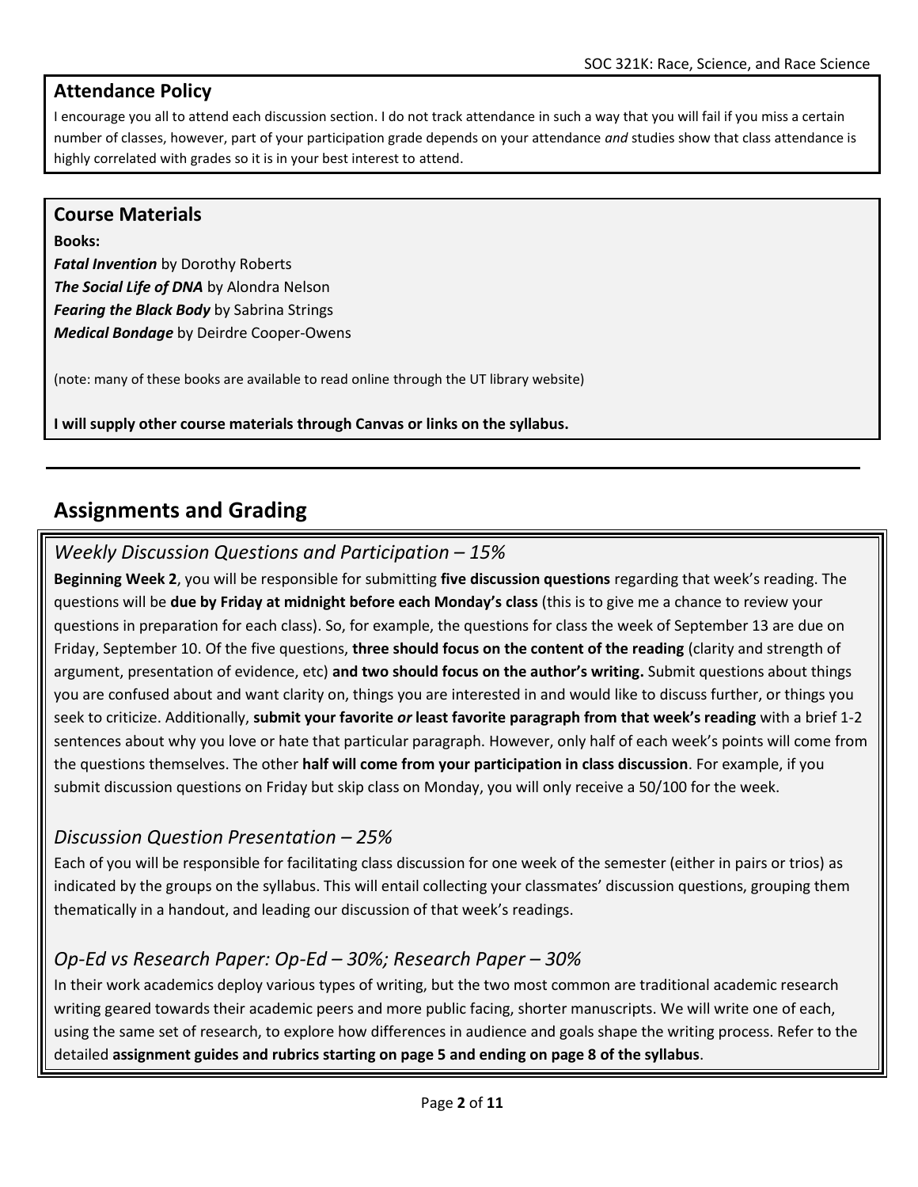## Attendance Policy

I encourage you all to attend each discussion section. I do not track attendance in such a way that you will fail if you miss a certain number of classes, however, part of your participation grade depends on your attendance *and* studies show that class attendance is highly correlated with grades so it is in your best interest to attend.

## Course Materials

**Books:**

***Fatal Invention*** by Dorothy Roberts
***The Social Life of DNA*** by Alondra Nelson
***Fearing the Black Body*** by Sabrina Strings
***Medical Bondage*** by Deirdre Cooper-Owens

(note: many of these books are available to read online through the UT library website)

**I will supply other course materials through Canvas or links on the syllabus.**

---

# Assignments and Grading

### *Weekly Discussion Questions and Participation – 15%*

**Beginning Week 2**, you will be responsible for submitting **five discussion questions** regarding that week's reading. The questions will be **due by Friday at midnight before each Monday's class** (this is to give me a chance to review your questions in preparation for each class). So, for example, the questions for class the week of September 13 are due on Friday, September 10. Of the five questions, **three should focus on the content of the reading** (clarity and strength of argument, presentation of evidence, etc) **and two should focus on the author's writing.** Submit questions about things you are confused about and want clarity on, things you are interested in and would like to discuss further, or things you seek to criticize. Additionally, **submit your favorite *or* least favorite paragraph from that week's reading** with a brief 1-2 sentences about why you love or hate that particular paragraph. However, only half of each week's points will come from the questions themselves. The other **half will come from your participation in class discussion**. For example, if you submit discussion questions on Friday but skip class on Monday, you will only receive a 50/100 for the week.

### *Discussion Question Presentation – 25%*

Each of you will be responsible for facilitating class discussion for one week of the semester (either in pairs or trios) as indicated by the groups on the syllabus. This will entail collecting your classmates' discussion questions, grouping them thematically in a handout, and leading our discussion of that week's readings.

### *Op-Ed vs Research Paper: Op-Ed – 30%; Research Paper – 30%*

In their work academics deploy various types of writing, but the two most common are traditional academic research writing geared towards their academic peers and more public facing, shorter manuscripts. We will write one of each, using the same set of research, to explore how differences in audience and goals shape the writing process. Refer to the detailed **assignment guides and rubrics starting on page 5 and ending on page 8 of the syllabus**.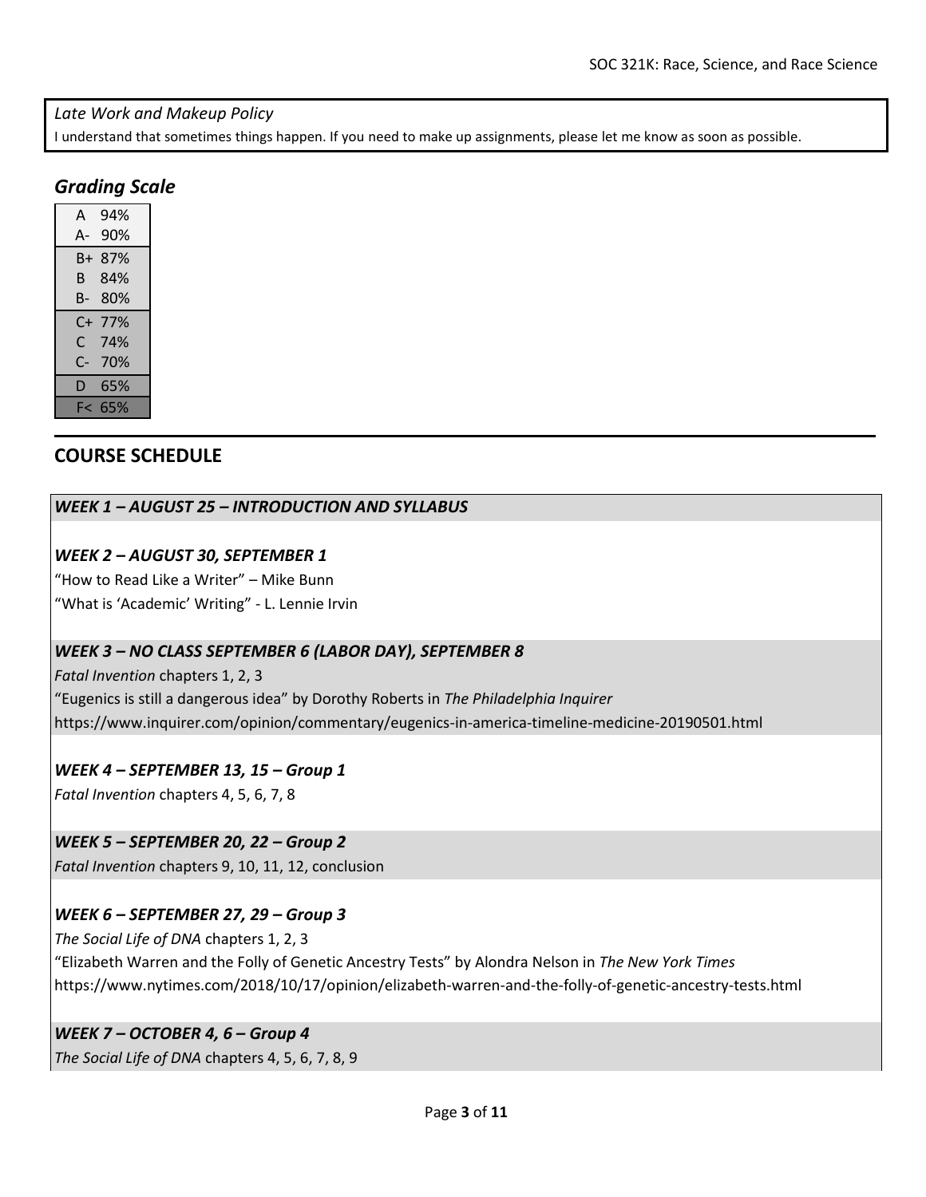*Late Work and Makeup Policy*

I understand that sometimes things happen. If you need to make up assignments, please let me know as soon as possible.

## *Grading Scale*

| Grade | Percent |
|---|---|
| A | 94% |
| A- | 90% |
| B+ | 87% |
| B | 84% |
| B- | 80% |
| C+ | 77% |
| C | 74% |
| C- | 70% |
| D | 65% |
| F< | 65% |

## COURSE SCHEDULE

### *WEEK 1 – AUGUST 25 – INTRODUCTION AND SYLLABUS*

### *WEEK 2 – AUGUST 30, SEPTEMBER 1*

"How to Read Like a Writer" – Mike Bunn

"What is 'Academic' Writing" - L. Lennie Irvin

### *WEEK 3 – NO CLASS SEPTEMBER 6 (LABOR DAY), SEPTEMBER 8*

*Fatal Invention* chapters 1, 2, 3

"Eugenics is still a dangerous idea" by Dorothy Roberts in *The Philadelphia Inquirer*

https://www.inquirer.com/opinion/commentary/eugenics-in-america-timeline-medicine-20190501.html

### *WEEK 4 – SEPTEMBER 13, 15 – Group 1*

*Fatal Invention* chapters 4, 5, 6, 7, 8

### *WEEK 5 – SEPTEMBER 20, 22 – Group 2*

*Fatal Invention* chapters 9, 10, 11, 12, conclusion

### *WEEK 6 – SEPTEMBER 27, 29 – Group 3*

*The Social Life of DNA* chapters 1, 2, 3

"Elizabeth Warren and the Folly of Genetic Ancestry Tests" by Alondra Nelson in *The New York Times*

https://www.nytimes.com/2018/10/17/opinion/elizabeth-warren-and-the-folly-of-genetic-ancestry-tests.html

### *WEEK 7 – OCTOBER 4, 6 – Group 4*

*The Social Life of DNA* chapters 4, 5, 6, 7, 8, 9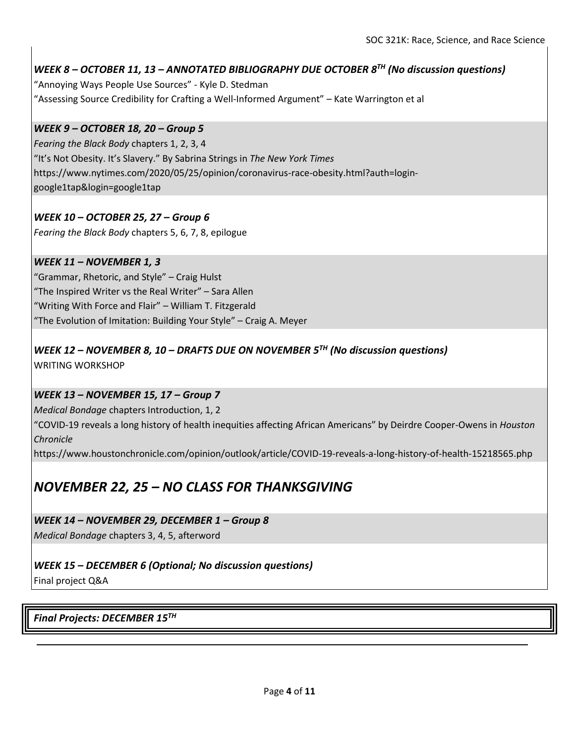### *WEEK 8 – OCTOBER 11, 13 – ANNOTATED BIBLIOGRAPHY DUE OCTOBER 8TH (No discussion questions)*

"Annoying Ways People Use Sources" - Kyle D. Stedman

"Assessing Source Credibility for Crafting a Well-Informed Argument" – Kate Warrington et al

### *WEEK 9 – OCTOBER 18, 20 – Group 5*

*Fearing the Black Body* chapters 1, 2, 3, 4

"It's Not Obesity. It's Slavery." By Sabrina Strings in *The New York Times*

https://www.nytimes.com/2020/05/25/opinion/coronavirus-race-obesity.html?auth=login-google1tap&login=google1tap

### *WEEK 10 – OCTOBER 25, 27 – Group 6*

*Fearing the Black Body* chapters 5, 6, 7, 8, epilogue

### *WEEK 11 – NOVEMBER 1, 3*

"Grammar, Rhetoric, and Style" – Craig Hulst

"The Inspired Writer vs the Real Writer" – Sara Allen

"Writing With Force and Flair" – William T. Fitzgerald

"The Evolution of Imitation: Building Your Style" – Craig A. Meyer

### *WEEK 12 – NOVEMBER 8, 10 – DRAFTS DUE ON NOVEMBER 5TH (No discussion questions)*

WRITING WORKSHOP

### *WEEK 13 – NOVEMBER 15, 17 – Group 7*

*Medical Bondage* chapters Introduction, 1, 2

"COVID-19 reveals a long history of health inequities affecting African Americans" by Deirdre Cooper-Owens in *Houston Chronicle*

https://www.houstonchronicle.com/opinion/outlook/article/COVID-19-reveals-a-long-history-of-health-15218565.php

## *NOVEMBER 22, 25 – NO CLASS FOR THANKSGIVING*

### *WEEK 14 – NOVEMBER 29, DECEMBER 1 – Group 8*

*Medical Bondage* chapters 3, 4, 5, afterword

### *WEEK 15 – DECEMBER 6 (Optional; No discussion questions)*

Final project Q&A

***Final Projects: DECEMBER 15TH***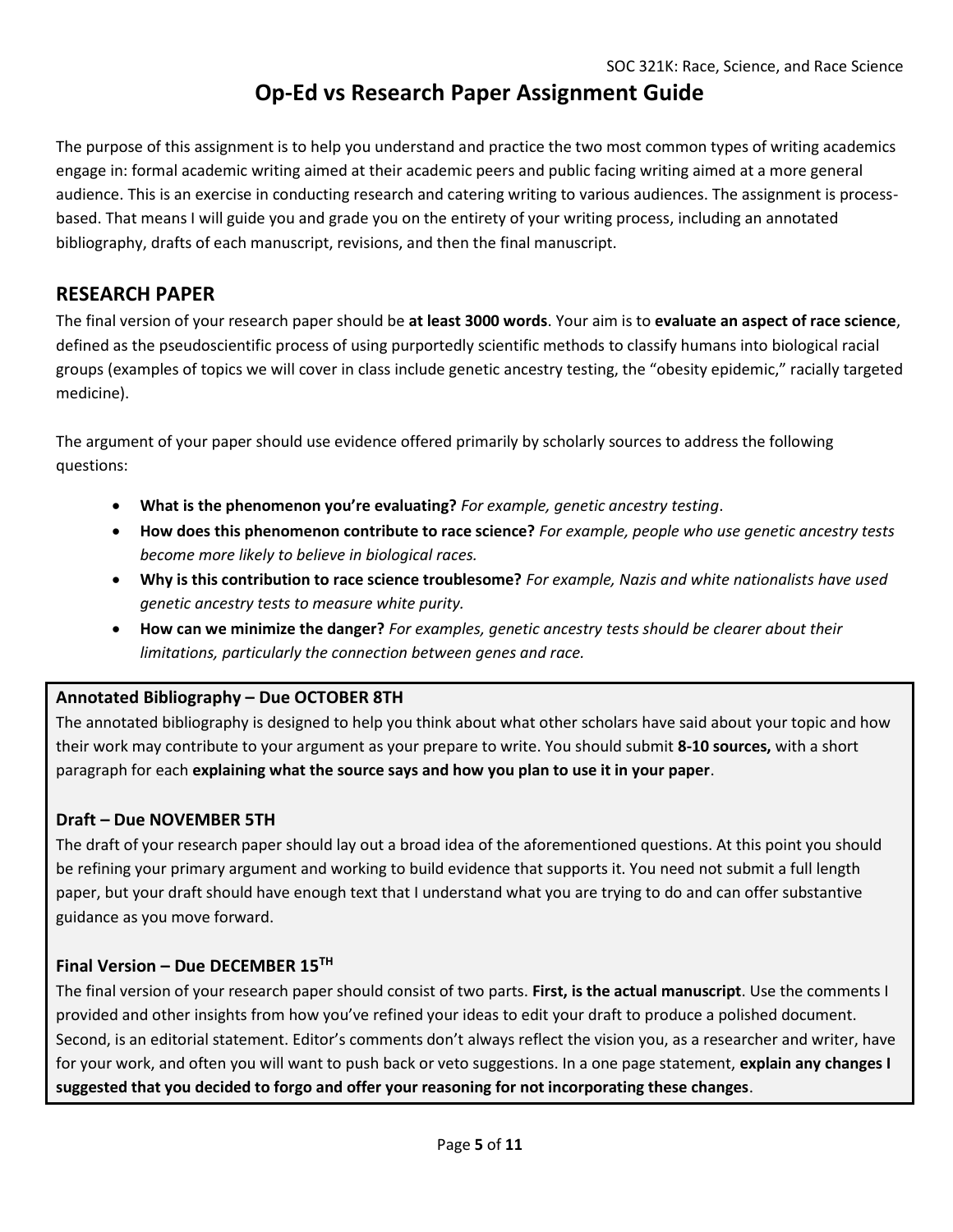# Op-Ed vs Research Paper Assignment Guide

The purpose of this assignment is to help you understand and practice the two most common types of writing academics engage in: formal academic writing aimed at their academic peers and public facing writing aimed at a more general audience. This is an exercise in conducting research and catering writing to various audiences. The assignment is process-based. That means I will guide you and grade you on the entirety of your writing process, including an annotated bibliography, drafts of each manuscript, revisions, and then the final manuscript.

## RESEARCH PAPER

The final version of your research paper should be **at least 3000 words**. Your aim is to **evaluate an aspect of race science**, defined as the pseudoscientific process of using purportedly scientific methods to classify humans into biological racial groups (examples of topics we will cover in class include genetic ancestry testing, the "obesity epidemic," racially targeted medicine).

The argument of your paper should use evidence offered primarily by scholarly sources to address the following questions:

- **What is the phenomenon you're evaluating?** *For example, genetic ancestry testing*.
- **How does this phenomenon contribute to race science?** *For example, people who use genetic ancestry tests become more likely to believe in biological races.*
- **Why is this contribution to race science troublesome?** *For example, Nazis and white nationalists have used genetic ancestry tests to measure white purity.*
- **How can we minimize the danger?** *For examples, genetic ancestry tests should be clearer about their limitations, particularly the connection between genes and race.*

### Annotated Bibliography – Due OCTOBER 8TH

The annotated bibliography is designed to help you think about what other scholars have said about your topic and how their work may contribute to your argument as your prepare to write. You should submit **8-10 sources,** with a short paragraph for each **explaining what the source says and how you plan to use it in your paper**.

### Draft – Due NOVEMBER 5TH

The draft of your research paper should lay out a broad idea of the aforementioned questions. At this point you should be refining your primary argument and working to build evidence that supports it. You need not submit a full length paper, but your draft should have enough text that I understand what you are trying to do and can offer substantive guidance as you move forward.

### Final Version – Due DECEMBER 15TH

The final version of your research paper should consist of two parts. **First, is the actual manuscript**. Use the comments I provided and other insights from how you've refined your ideas to edit your draft to produce a polished document. Second, is an editorial statement. Editor's comments don't always reflect the vision you, as a researcher and writer, have for your work, and often you will want to push back or veto suggestions. In a one page statement, **explain any changes I suggested that you decided to forgo and offer your reasoning for not incorporating these changes**.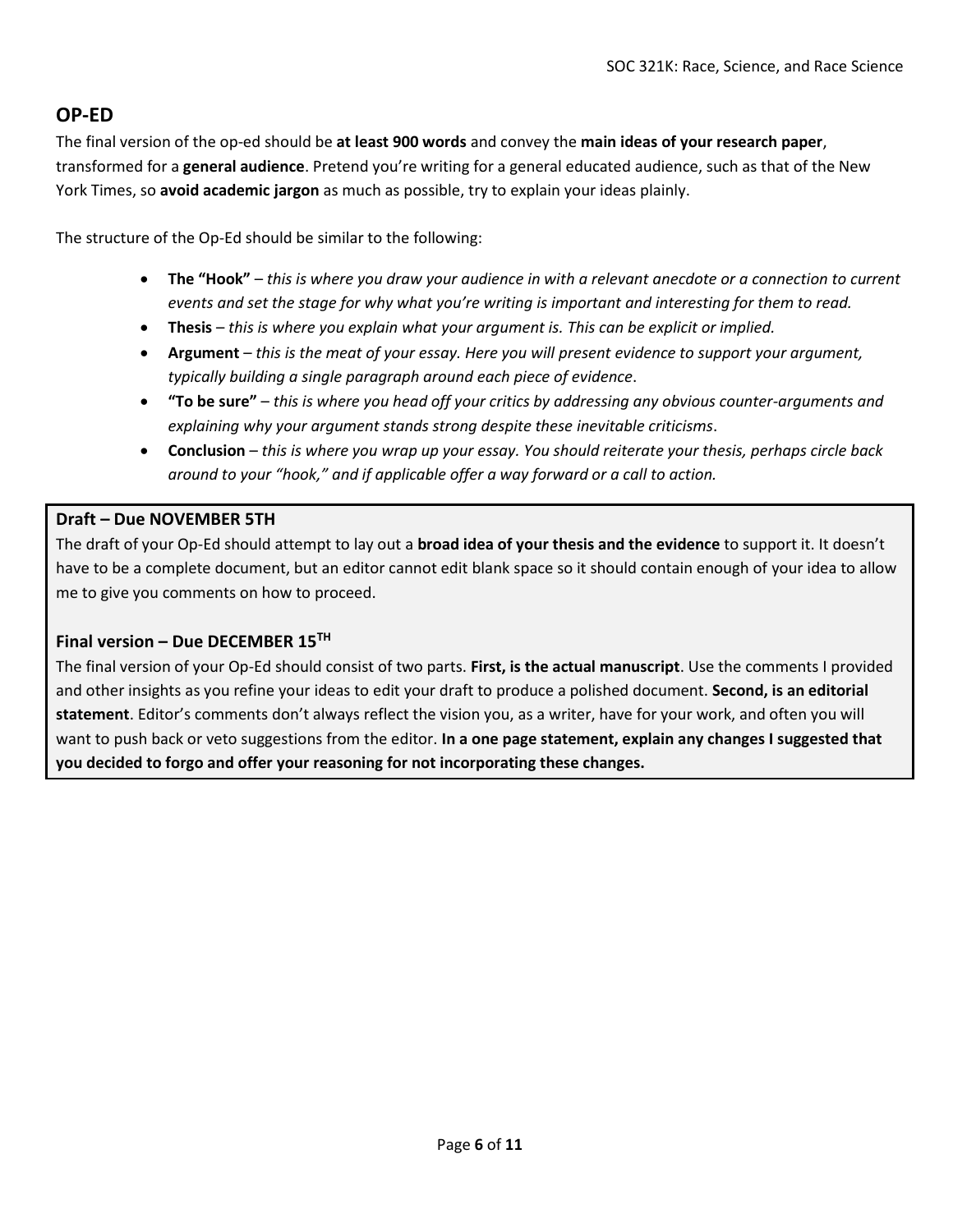## OP-ED

The final version of the op-ed should be **at least 900 words** and convey the **main ideas of your research paper**, transformed for a **general audience**. Pretend you're writing for a general educated audience, such as that of the New York Times, so **avoid academic jargon** as much as possible, try to explain your ideas plainly.

The structure of the Op-Ed should be similar to the following:

- **The "Hook"** – *this is where you draw your audience in with a relevant anecdote or a connection to current events and set the stage for why what you're writing is important and interesting for them to read.*
- **Thesis** – *this is where you explain what your argument is. This can be explicit or implied.*
- **Argument** – *this is the meat of your essay. Here you will present evidence to support your argument, typically building a single paragraph around each piece of evidence*.
- **"To be sure"** – *this is where you head off your critics by addressing any obvious counter-arguments and explaining why your argument stands strong despite these inevitable criticisms*.
- **Conclusion** – *this is where you wrap up your essay. You should reiterate your thesis, perhaps circle back around to your "hook," and if applicable offer a way forward or a call to action.*

### Draft – Due NOVEMBER 5TH

The draft of your Op-Ed should attempt to lay out a **broad idea of your thesis and the evidence** to support it. It doesn't have to be a complete document, but an editor cannot edit blank space so it should contain enough of your idea to allow me to give you comments on how to proceed.

### Final version – Due DECEMBER 15TH

The final version of your Op-Ed should consist of two parts. **First, is the actual manuscript**. Use the comments I provided and other insights as you refine your ideas to edit your draft to produce a polished document. **Second, is an editorial statement**. Editor's comments don't always reflect the vision you, as a writer, have for your work, and often you will want to push back or veto suggestions from the editor. **In a one page statement, explain any changes I suggested that you decided to forgo and offer your reasoning for not incorporating these changes.**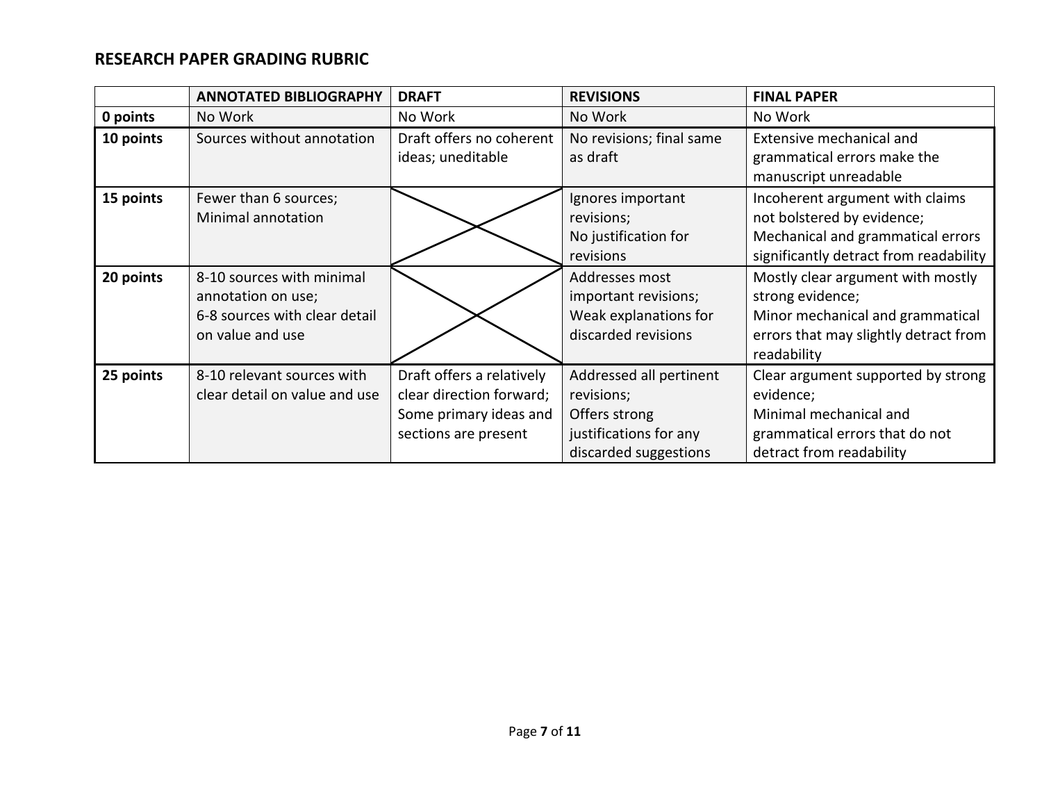## RESEARCH PAPER GRADING RUBRIC

| | ANNOTATED BIBLIOGRAPHY | DRAFT | REVISIONS | FINAL PAPER |
|---|---|---|---|---|
| **0 points** | No Work | No Work | No Work | No Work |
| **10 points** | Sources without annotation | Draft offers no coherent ideas; uneditable | No revisions; final same as draft | Extensive mechanical and grammatical errors make the manuscript unreadable |
| **15 points** | Fewer than 6 sources;<br>Minimal annotation | | Ignores important revisions;<br>No justification for revisions | Incoherent argument with claims not bolstered by evidence;<br>Mechanical and grammatical errors significantly detract from readability |
| **20 points** | 8-10 sources with minimal annotation on use;<br>6-8 sources with clear detail on value and use | | Addresses most important revisions;<br>Weak explanations for discarded revisions | Mostly clear argument with mostly strong evidence;<br>Minor mechanical and grammatical errors that may slightly detract from readability |
| **25 points** | 8-10 relevant sources with clear detail on value and use | Draft offers a relatively clear direction forward;<br>Some primary ideas and sections are present | Addressed all pertinent revisions;<br>Offers strong justifications for any discarded suggestions | Clear argument supported by strong evidence;<br>Minimal mechanical and grammatical errors that do not detract from readability |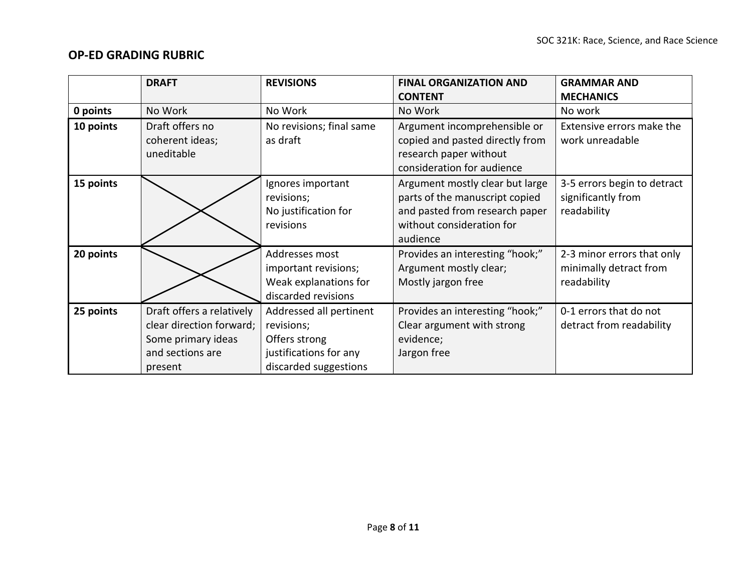## OP-ED GRADING RUBRIC

| | DRAFT | REVISIONS | FINAL ORGANIZATION AND CONTENT | GRAMMAR AND MECHANICS |
|---|---|---|---|---|
| **0 points** | No Work | No Work | No Work | No work |
| **10 points** | Draft offers no coherent ideas; uneditable | No revisions; final same as draft | Argument incomprehensible or copied and pasted directly from research paper without consideration for audience | Extensive errors make the work unreadable |
| **15 points** | | Ignores important revisions;<br>No justification for revisions | Argument mostly clear but large parts of the manuscript copied and pasted from research paper without consideration for audience | 3-5 errors begin to detract significantly from readability |
| **20 points** | | Addresses most important revisions;<br>Weak explanations for discarded revisions | Provides an interesting "hook;"<br>Argument mostly clear;<br>Mostly jargon free | 2-3 minor errors that only minimally detract from readability |
| **25 points** | Draft offers a relatively clear direction forward;<br>Some primary ideas and sections are present | Addressed all pertinent revisions;<br>Offers strong justifications for any discarded suggestions | Provides an interesting "hook;"<br>Clear argument with strong evidence;<br>Jargon free | 0-1 errors that do not detract from readability |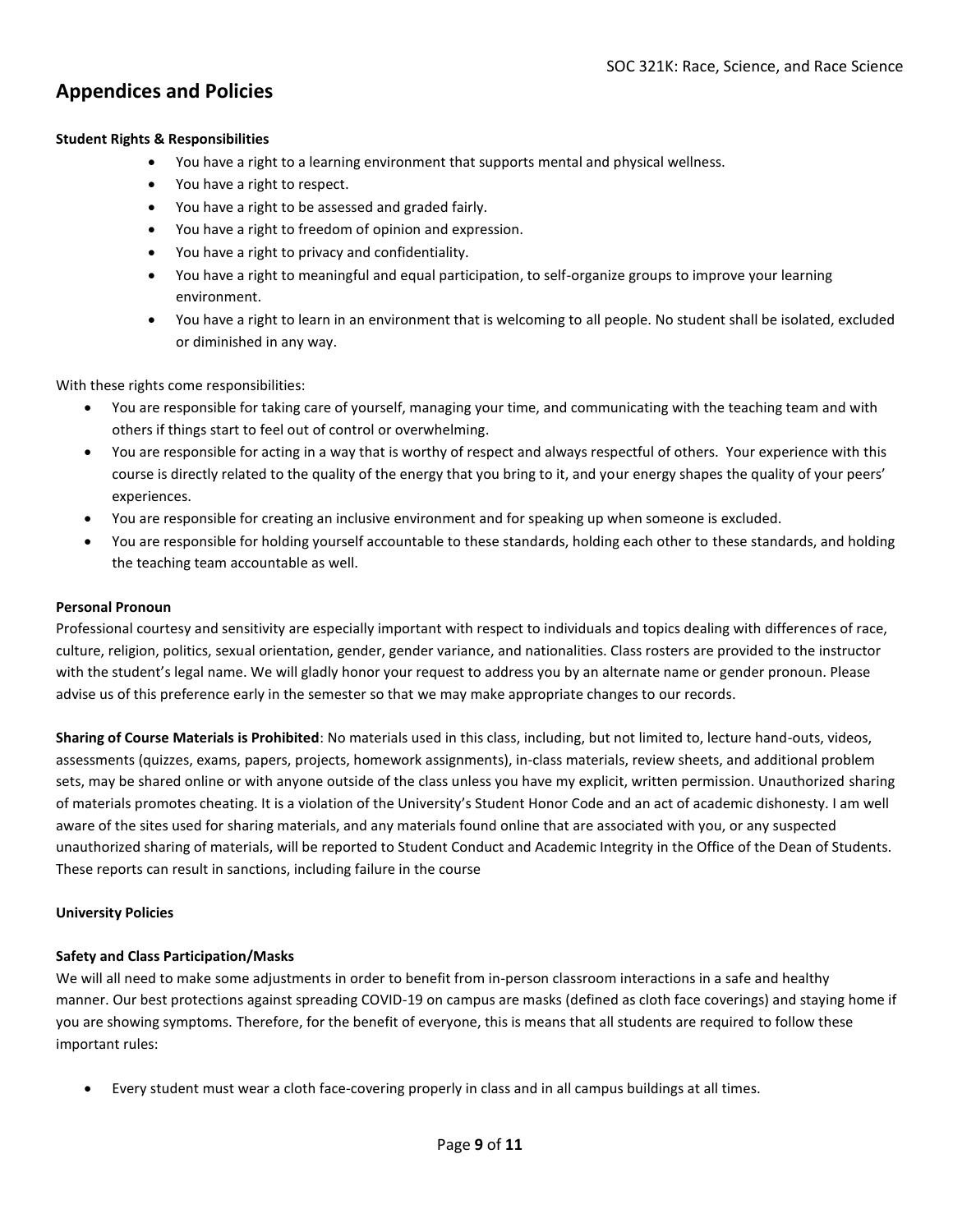## Appendices and Policies

**Student Rights & Responsibilities**

- You have a right to a learning environment that supports mental and physical wellness.
- You have a right to respect.
- You have a right to be assessed and graded fairly.
- You have a right to freedom of opinion and expression.
- You have a right to privacy and confidentiality.
- You have a right to meaningful and equal participation, to self-organize groups to improve your learning environment.
- You have a right to learn in an environment that is welcoming to all people. No student shall be isolated, excluded or diminished in any way.

With these rights come responsibilities:

- You are responsible for taking care of yourself, managing your time, and communicating with the teaching team and with others if things start to feel out of control or overwhelming.
- You are responsible for acting in a way that is worthy of respect and always respectful of others. Your experience with this course is directly related to the quality of the energy that you bring to it, and your energy shapes the quality of your peers' experiences.
- You are responsible for creating an inclusive environment and for speaking up when someone is excluded.
- You are responsible for holding yourself accountable to these standards, holding each other to these standards, and holding the teaching team accountable as well.

**Personal Pronoun**

Professional courtesy and sensitivity are especially important with respect to individuals and topics dealing with differences of race, culture, religion, politics, sexual orientation, gender, gender variance, and nationalities. Class rosters are provided to the instructor with the student's legal name. We will gladly honor your request to address you by an alternate name or gender pronoun. Please advise us of this preference early in the semester so that we may make appropriate changes to our records.

**Sharing of Course Materials is Prohibited**: No materials used in this class, including, but not limited to, lecture hand-outs, videos, assessments (quizzes, exams, papers, projects, homework assignments), in-class materials, review sheets, and additional problem sets, may be shared online or with anyone outside of the class unless you have my explicit, written permission. Unauthorized sharing of materials promotes cheating. It is a violation of the University's Student Honor Code and an act of academic dishonesty. I am well aware of the sites used for sharing materials, and any materials found online that are associated with you, or any suspected unauthorized sharing of materials, will be reported to Student Conduct and Academic Integrity in the Office of the Dean of Students. These reports can result in sanctions, including failure in the course

**University Policies**

**Safety and Class Participation/Masks**

We will all need to make some adjustments in order to benefit from in-person classroom interactions in a safe and healthy manner. Our best protections against spreading COVID-19 on campus are masks (defined as cloth face coverings) and staying home if you are showing symptoms. Therefore, for the benefit of everyone, this is means that all students are required to follow these important rules:

- Every student must wear a cloth face-covering properly in class and in all campus buildings at all times.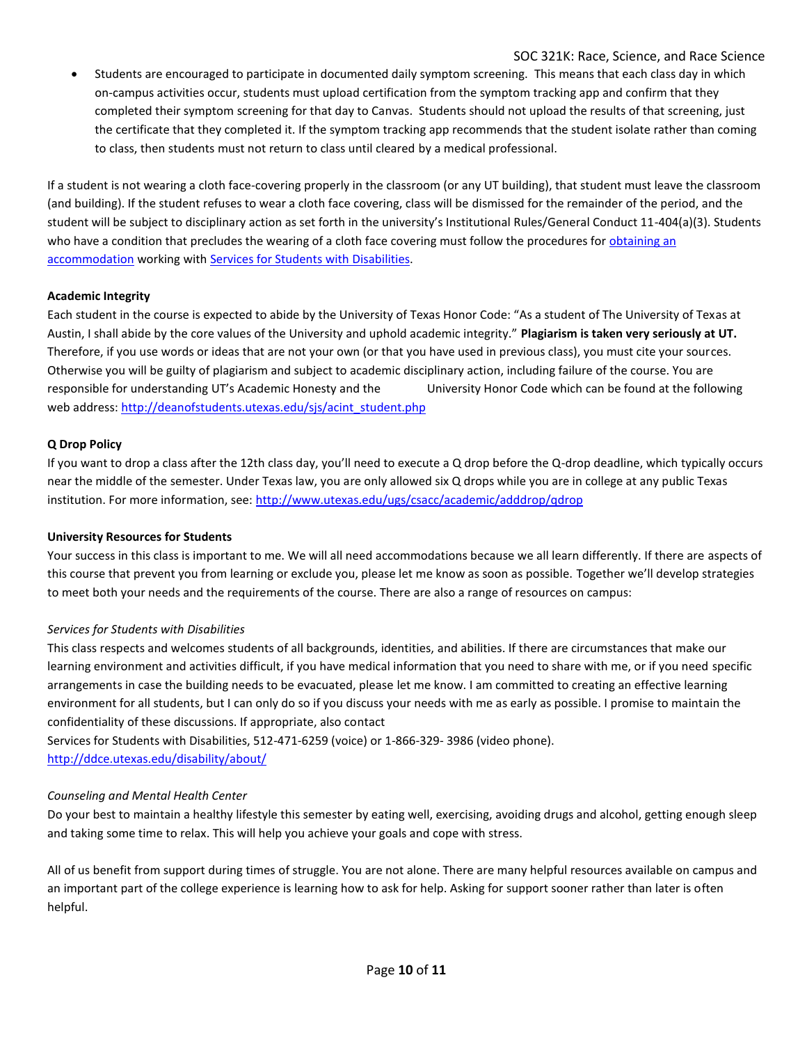- Students are encouraged to participate in documented daily symptom screening. This means that each class day in which on-campus activities occur, students must upload certification from the symptom tracking app and confirm that they completed their symptom screening for that day to Canvas. Students should not upload the results of that screening, just the certificate that they completed it. If the symptom tracking app recommends that the student isolate rather than coming to class, then students must not return to class until cleared by a medical professional.

If a student is not wearing a cloth face-covering properly in the classroom (or any UT building), that student must leave the classroom (and building). If the student refuses to wear a cloth face covering, class will be dismissed for the remainder of the period, and the student will be subject to disciplinary action as set forth in the university's Institutional Rules/General Conduct 11-404(a)(3). Students who have a condition that precludes the wearing of a cloth face covering must follow the procedures for obtaining an accommodation working with Services for Students with Disabilities.

**Academic Integrity**

Each student in the course is expected to abide by the University of Texas Honor Code: "As a student of The University of Texas at Austin, I shall abide by the core values of the University and uphold academic integrity." **Plagiarism is taken very seriously at UT.** Therefore, if you use words or ideas that are not your own (or that you have used in previous class), you must cite your sources. Otherwise you will be guilty of plagiarism and subject to academic disciplinary action, including failure of the course. You are responsible for understanding UT's Academic Honesty and the University Honor Code which can be found at the following web address: http://deanofstudents.utexas.edu/sjs/acint_student.php

**Q Drop Policy**

If you want to drop a class after the 12th class day, you'll need to execute a Q drop before the Q-drop deadline, which typically occurs near the middle of the semester. Under Texas law, you are only allowed six Q drops while you are in college at any public Texas institution. For more information, see: http://www.utexas.edu/ugs/csacc/academic/adddrop/qdrop

**University Resources for Students**

Your success in this class is important to me. We will all need accommodations because we all learn differently. If there are aspects of this course that prevent you from learning or exclude you, please let me know as soon as possible. Together we'll develop strategies to meet both your needs and the requirements of the course. There are also a range of resources on campus:

*Services for Students with Disabilities*

This class respects and welcomes students of all backgrounds, identities, and abilities. If there are circumstances that make our learning environment and activities difficult, if you have medical information that you need to share with me, or if you need specific arrangements in case the building needs to be evacuated, please let me know. I am committed to creating an effective learning environment for all students, but I can only do so if you discuss your needs with me as early as possible. I promise to maintain the confidentiality of these discussions. If appropriate, also contact
Services for Students with Disabilities, 512-471-6259 (voice) or 1-866-329- 3986 (video phone).
http://ddce.utexas.edu/disability/about/

*Counseling and Mental Health Center*

Do your best to maintain a healthy lifestyle this semester by eating well, exercising, avoiding drugs and alcohol, getting enough sleep and taking some time to relax. This will help you achieve your goals and cope with stress.

All of us benefit from support during times of struggle. You are not alone. There are many helpful resources available on campus and an important part of the college experience is learning how to ask for help. Asking for support sooner rather than later is often helpful.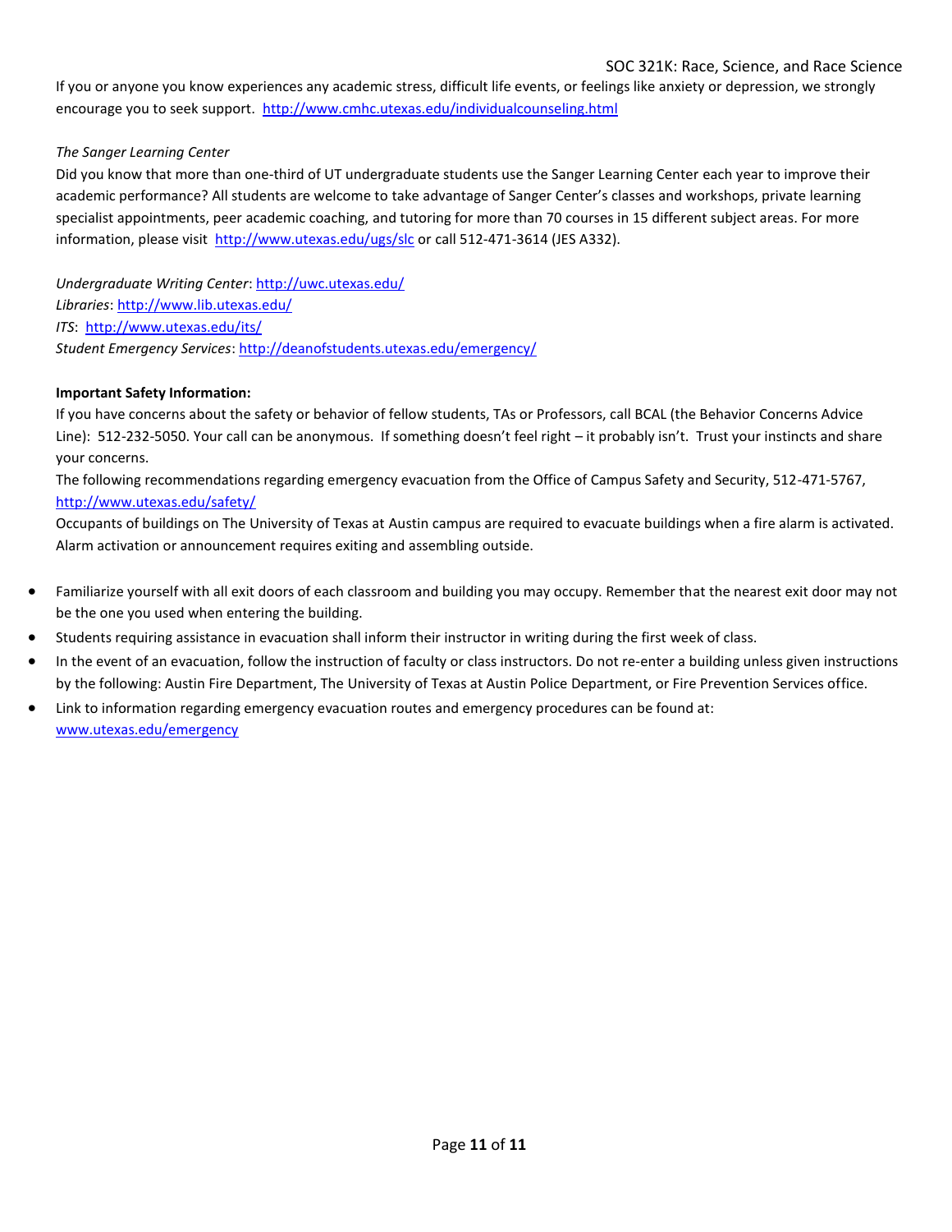If you or anyone you know experiences any academic stress, difficult life events, or feelings like anxiety or depression, we strongly encourage you to seek support. http://www.cmhc.utexas.edu/individualcounseling.html

*The Sanger Learning Center*

Did you know that more than one-third of UT undergraduate students use the Sanger Learning Center each year to improve their academic performance? All students are welcome to take advantage of Sanger Center's classes and workshops, private learning specialist appointments, peer academic coaching, and tutoring for more than 70 courses in 15 different subject areas. For more information, please visit http://www.utexas.edu/ugs/slc or call 512-471-3614 (JES A332).

*Undergraduate Writing Center*: http://uwc.utexas.edu/
*Libraries*: http://www.lib.utexas.edu/
*ITS*: http://www.utexas.edu/its/
*Student Emergency Services*: http://deanofstudents.utexas.edu/emergency/

**Important Safety Information:**

If you have concerns about the safety or behavior of fellow students, TAs or Professors, call BCAL (the Behavior Concerns Advice Line): 512-232-5050. Your call can be anonymous. If something doesn't feel right – it probably isn't. Trust your instincts and share your concerns.

The following recommendations regarding emergency evacuation from the Office of Campus Safety and Security, 512-471-5767, http://www.utexas.edu/safety/

Occupants of buildings on The University of Texas at Austin campus are required to evacuate buildings when a fire alarm is activated. Alarm activation or announcement requires exiting and assembling outside.

- Familiarize yourself with all exit doors of each classroom and building you may occupy. Remember that the nearest exit door may not be the one you used when entering the building.
- Students requiring assistance in evacuation shall inform their instructor in writing during the first week of class.
- In the event of an evacuation, follow the instruction of faculty or class instructors. Do not re-enter a building unless given instructions by the following: Austin Fire Department, The University of Texas at Austin Police Department, or Fire Prevention Services office.
- Link to information regarding emergency evacuation routes and emergency procedures can be found at: www.utexas.edu/emergency